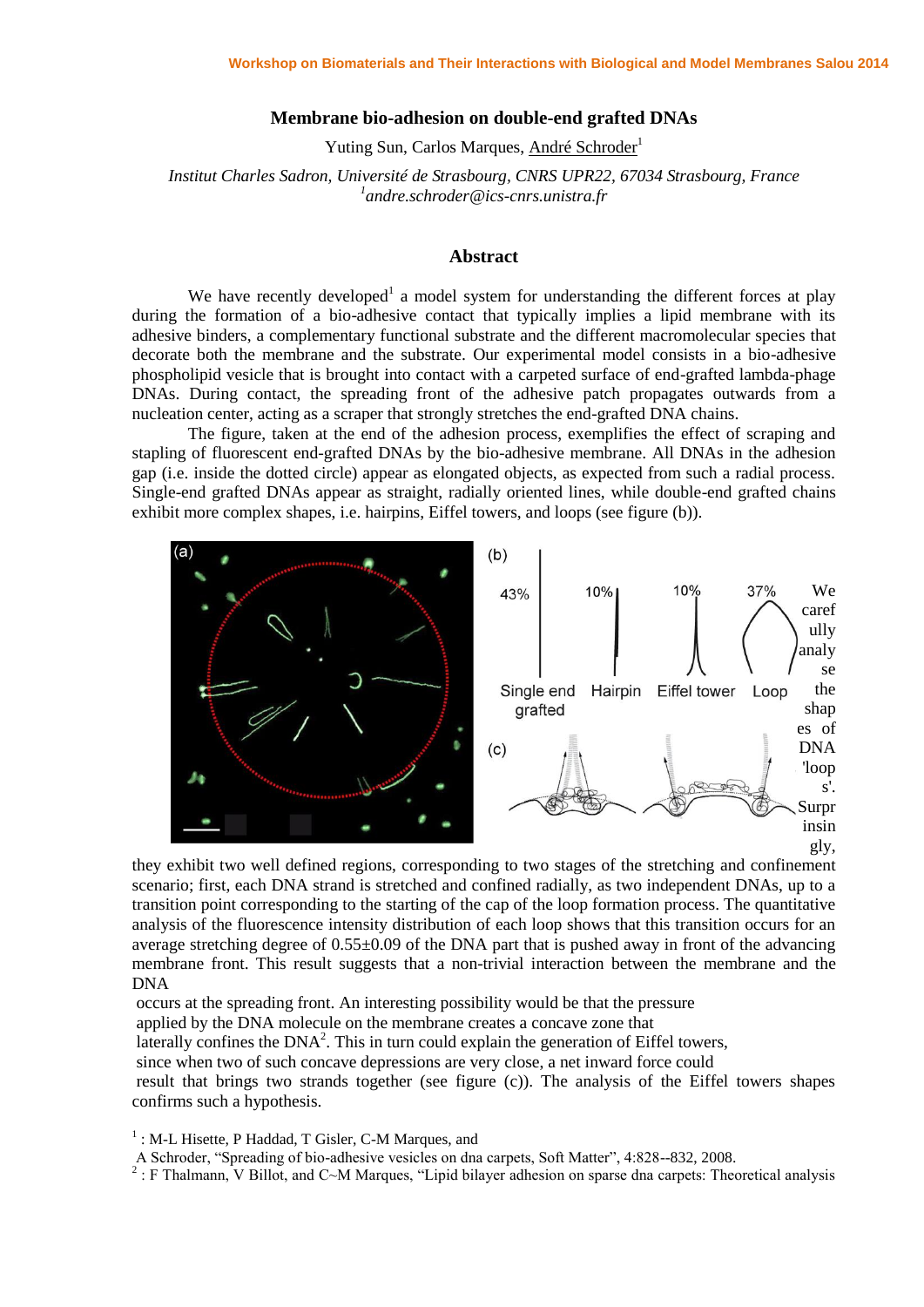# Membrane bio-adhesion on double-end grafted DNAs

Yuting Sun, Carlos Marques, André Schroder[1]

*Institut Charles Sadron, Université de Strasbourg, CNRS UPR22, 67034 Strasbourg, France*
*[1]andre.schroder@ics-cnrs.unistra.fr*

## Abstract

We have recently developed[1] a model system for understanding the different forces at play during the formation of a bio-adhesive contact that typically implies a lipid membrane with its adhesive binders, a complementary functional substrate and the different macromolecular species that decorate both the membrane and the substrate. Our experimental model consists in a bio-adhesive phospholipid vesicle that is brought into contact with a carpeted surface of end-grafted lambda-phage DNAs. During contact, the spreading front of the adhesive patch propagates outwards from a nucleation center, acting as a scraper that strongly stretches the end-grafted DNA chains.

The figure, taken at the end of the adhesion process, exemplifies the effect of scraping and stapling of fluorescent end-grafted DNAs by the bio-adhesive membrane. All DNAs in the adhesion gap (i.e. inside the dotted circle) appear as elongated objects, as expected from such a radial process. Single-end grafted DNAs appear as straight, radially oriented lines, while double-end grafted chains exhibit more complex shapes, i.e. hairpins, Eiffel towers, and loops (see figure (b)).

We carefully analyse the shapes of DNA 'loops'. Surprisingly, they exhibit two well defined regions, corresponding to two stages of the stretching and confinement scenario; first, each DNA strand is stretched and confined radially, as two independent DNAs, up to a transition point corresponding to the starting of the cap of the loop formation process. The quantitative analysis of the fluorescence intensity distribution of each loop shows that this transition occurs for an average stretching degree of 0.55±0.09 of the DNA part that is pushed away in front of the advancing membrane front. This result suggests that a non-trivial interaction between the membrane and the DNA occurs at the spreading front. An interesting possibility would be that the pressure applied by the DNA molecule on the membrane creates a concave zone that laterally confines the DNA[2]. This in turn could explain the generation of Eiffel towers, since when two of such concave depressions are very close, a net inward force could result that brings two strands together (see figure (c)). The analysis of the Eiffel towers shapes confirms such a hypothesis.

[1] : M-L Hisette, P Haddad, T Gisler, C-M Marques, and A Schroder, "Spreading of bio-adhesive vesicles on dna carpets, Soft Matter", 4:828--832, 2008.

[2] : F Thalmann, V Billot, and C~M Marques, "Lipid bilayer adhesion on sparse dna carpets: Theoretical analysis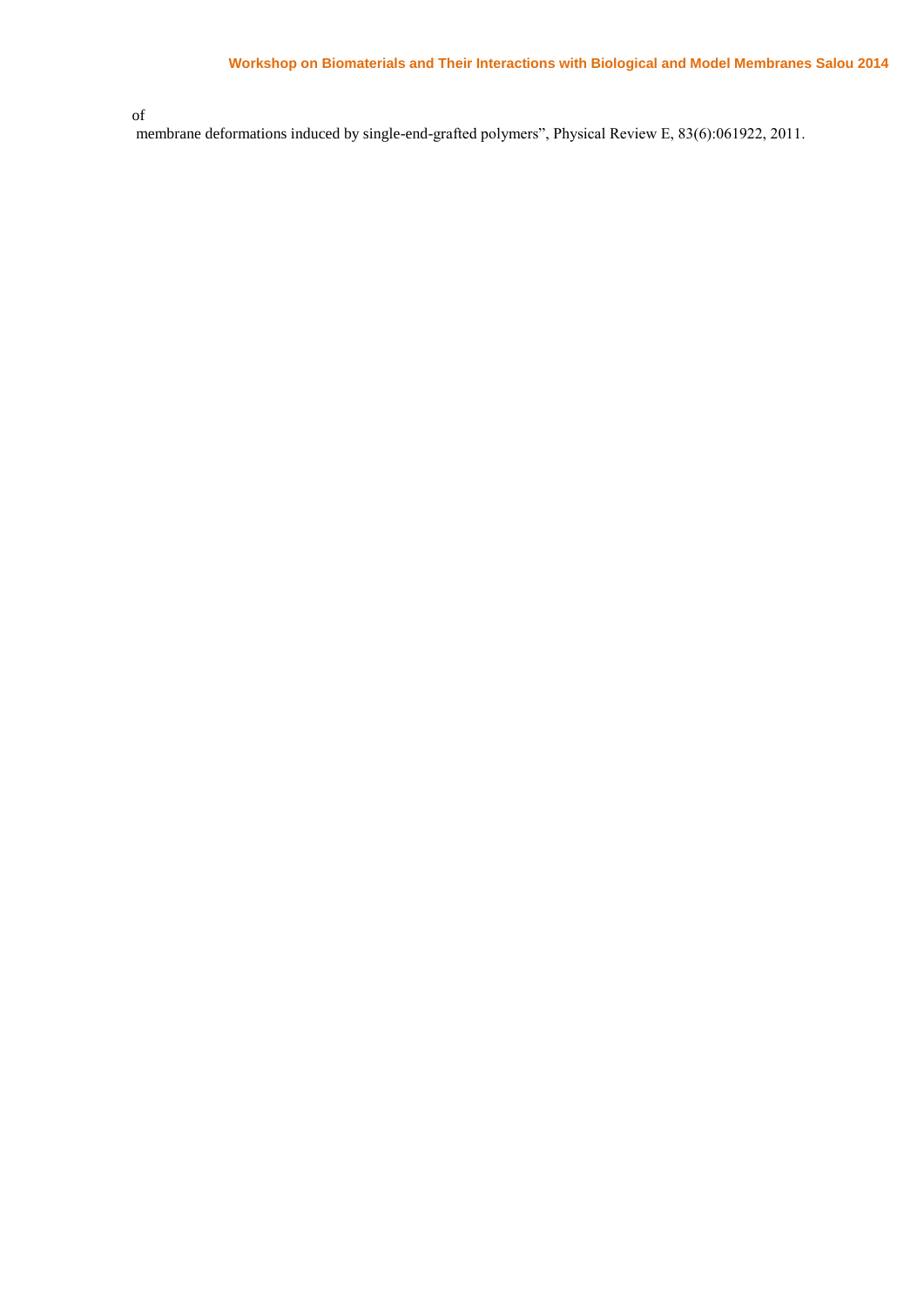of

membrane deformations induced by single-end-grafted polymers", Physical Review E, 83(6):061922, 2011.